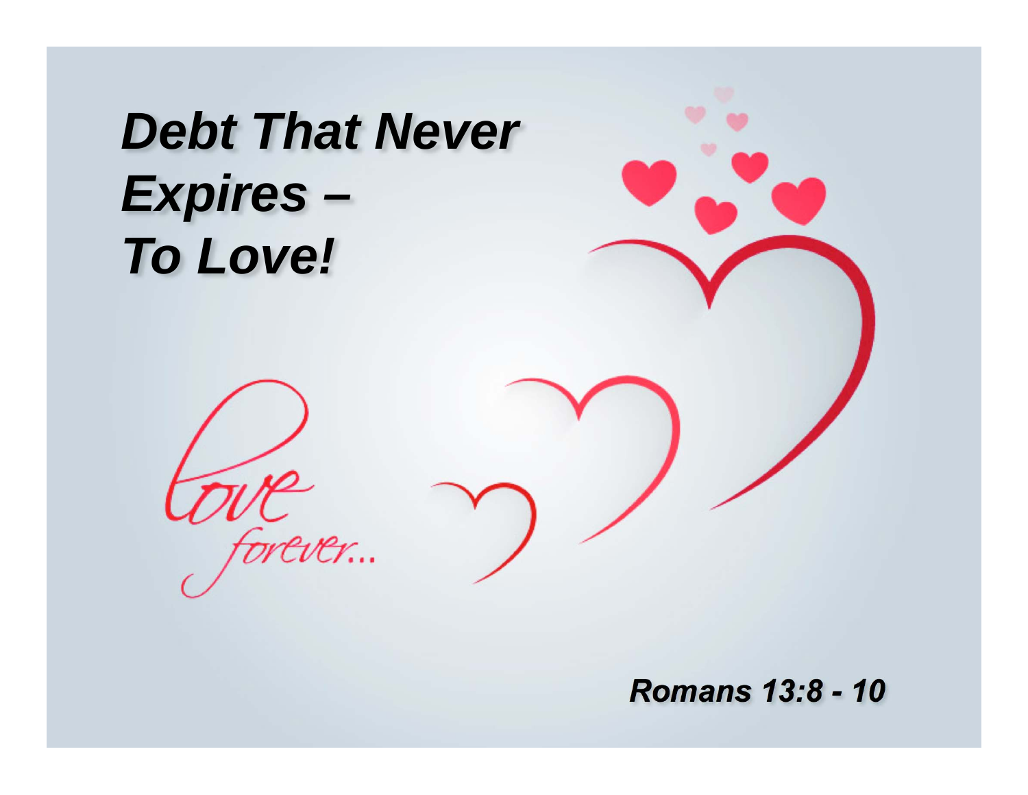# *Debt That Never Expires – To Love!*

Love forever...

***Romans 13:8 - 10***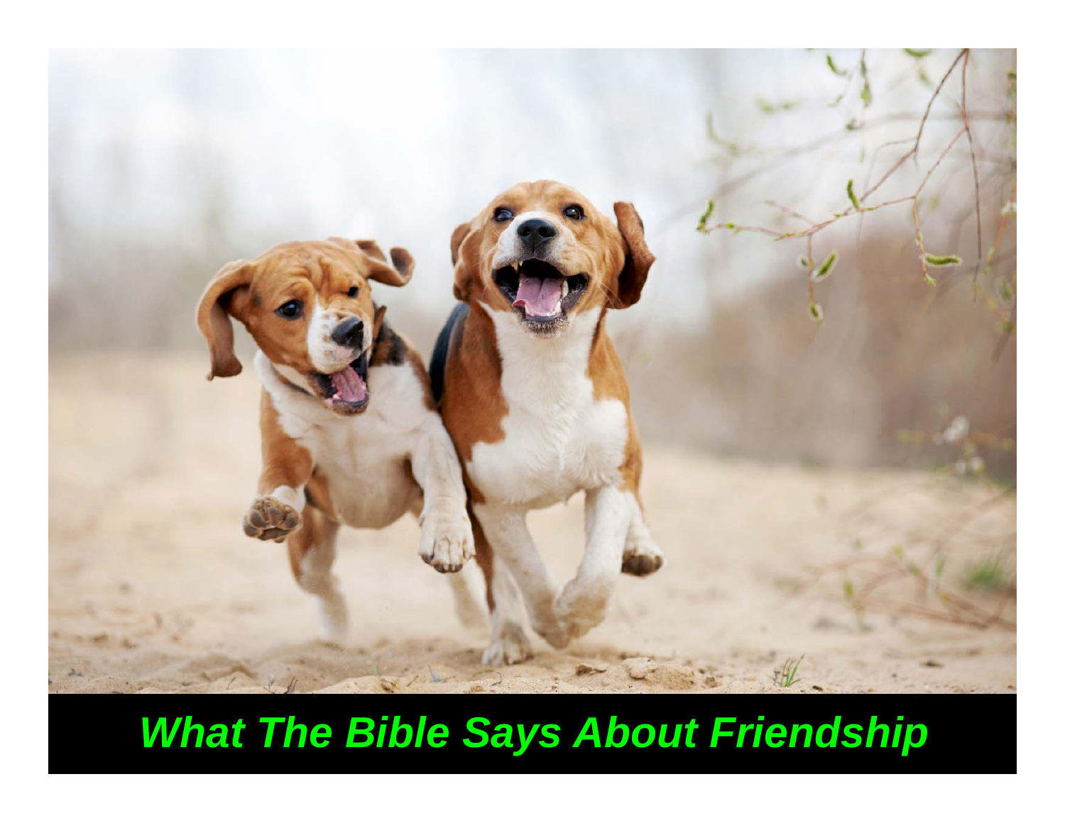*What The Bible Says About Friendship*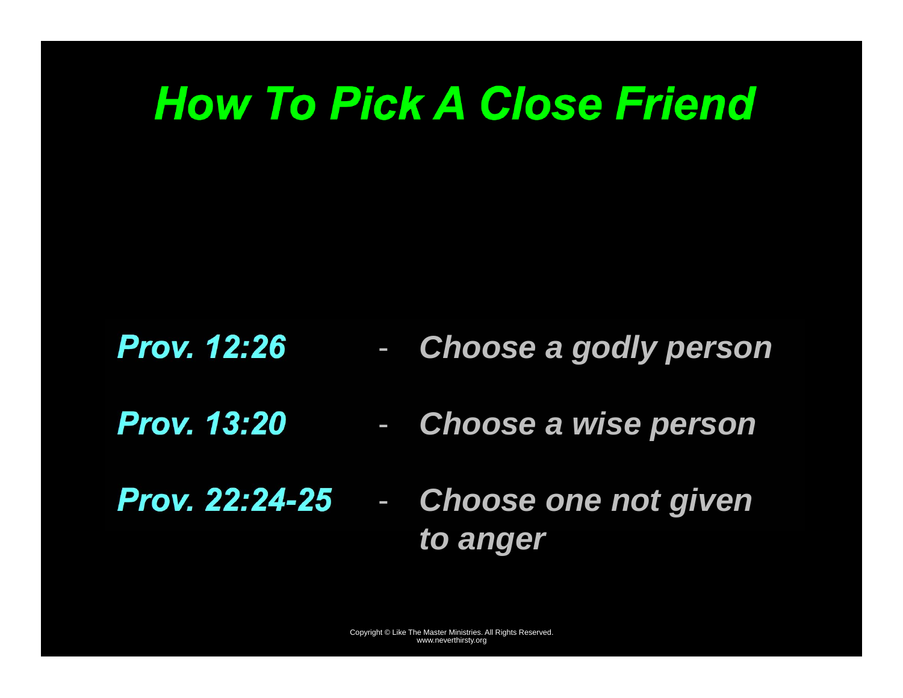# *How To Pick A Close Friend*

***Prov. 12:26*** - ***Choose a godly person***

***Prov. 13:20*** - ***Choose a wise person***

***Prov. 22:24-25*** - ***Choose one not given to anger***

Copyright © Like The Master Ministries. All Rights Reserved.
www.neverthirsty.org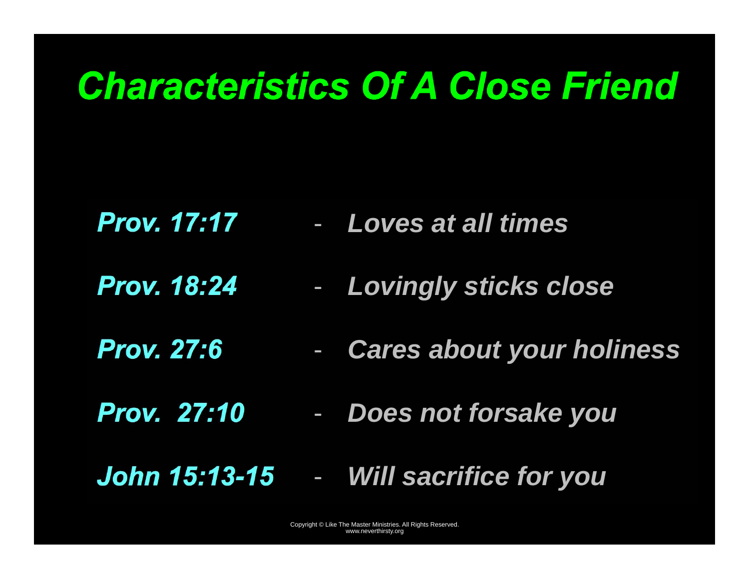# *Characteristics Of A Close Friend*

***Prov. 17:17*** - *Loves at all times*

***Prov. 18:24*** - *Lovingly sticks close*

***Prov. 27:6*** - *Cares about your holiness*

***Prov. 27:10*** - *Does not forsake you*

***John 15:13-15*** - *Will sacrifice for you*

Copyright © Like The Master Ministries. All Rights Reserved.
www.neverthirsty.org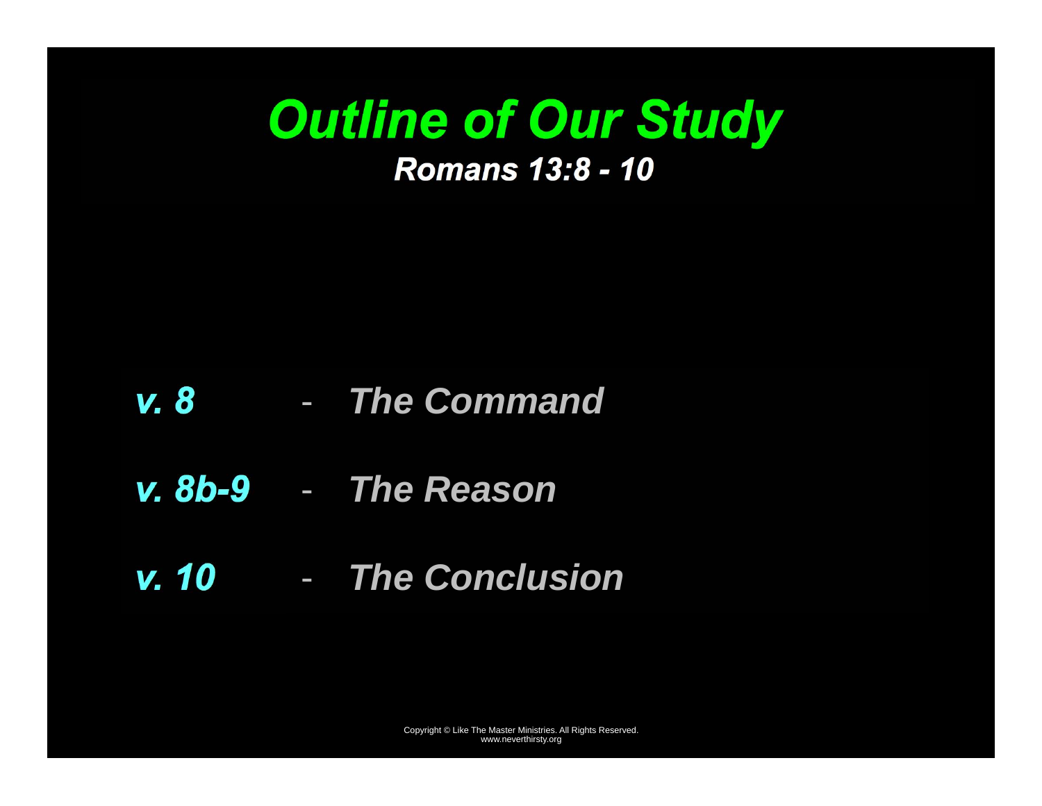# Outline of Our Study

### Romans 13:8 - 10

- *v. 8* - *The Command*
- *v. 8b-9* - *The Reason*
- *v. 10* - *The Conclusion*

Copyright © Like The Master Ministries. All Rights Reserved.
www.neverthirsty.org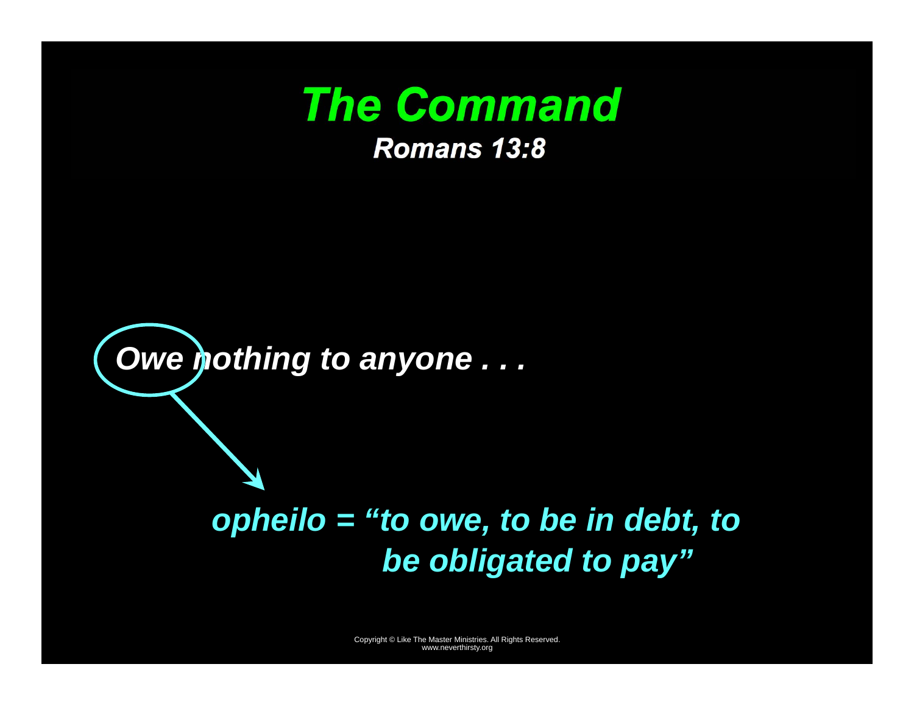# *The Command*

***Romans 13:8***

***Owe nothing to anyone . . .***

***opheilo = "to owe, to be in debt, to be obligated to pay"***

Copyright © Like The Master Ministries. All Rights Reserved.
www.neverthirsty.org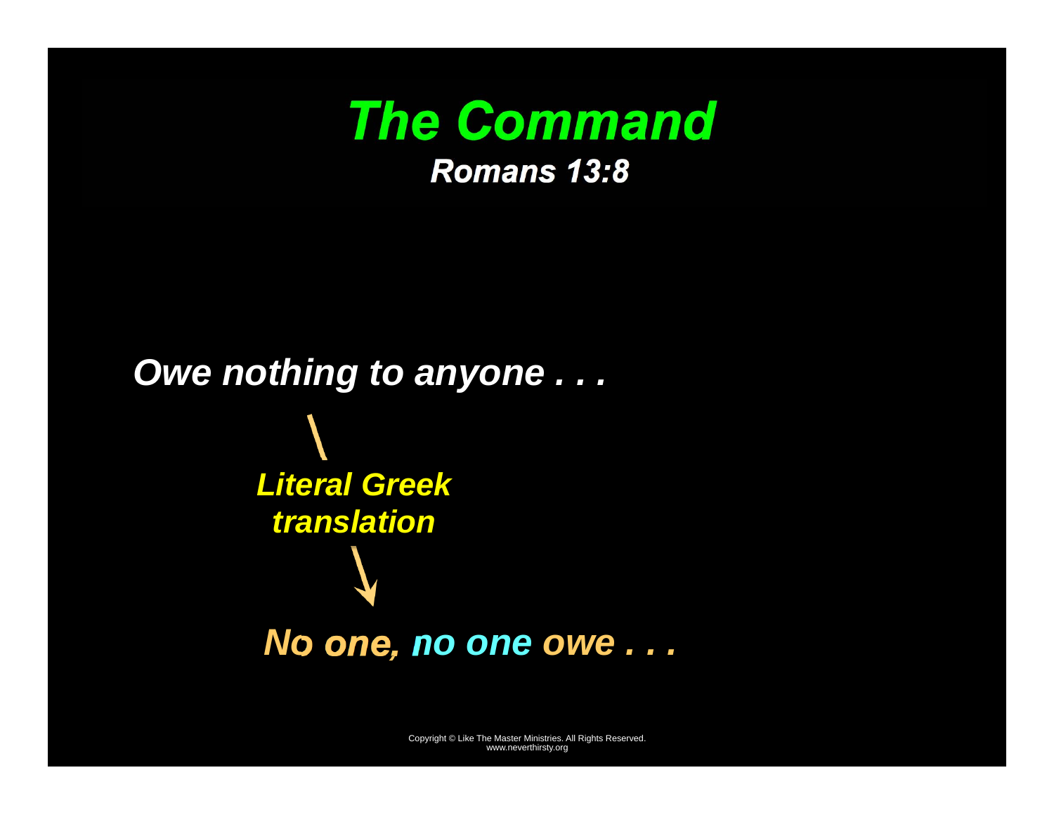# *The Command*

### *Romans 13:8*

***Owe nothing to anyone . . .***

***Literal Greek translation***

***No one, no one owe . . .***

Copyright © Like The Master Ministries. All Rights Reserved.
www.neverthirsty.org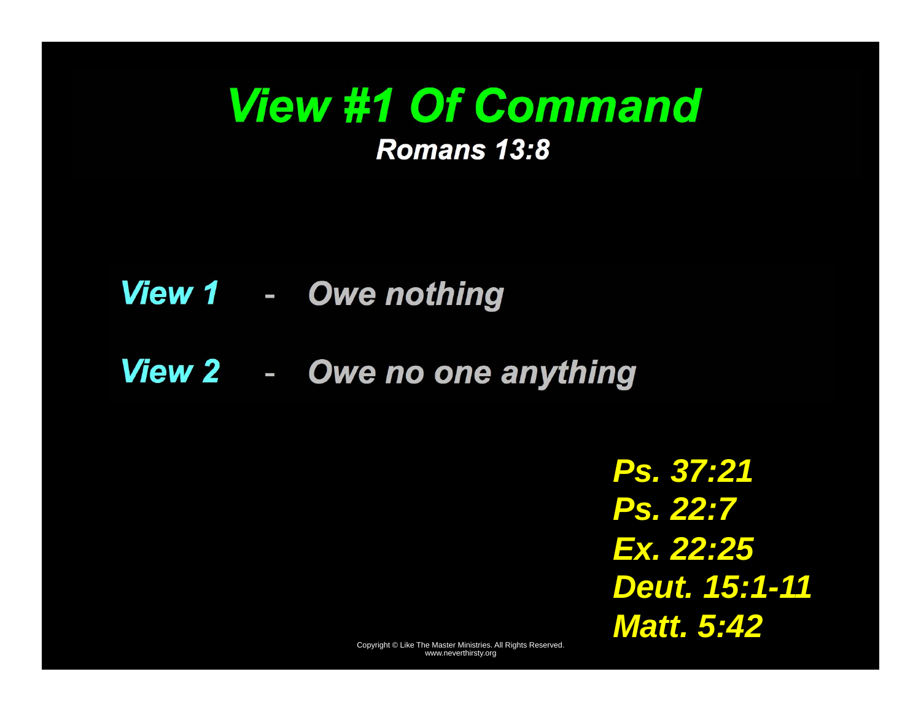# *View #1 Of Command*

***Romans 13:8***

***View 1*** - ***Owe nothing***

***View 2*** - ***Owe no one anything***

***Ps. 37:21***
***Ps. 22:7***
***Ex. 22:25***
***Deut. 15:1-11***
***Matt. 5:42***

Copyright © Like The Master Ministries. All Rights Reserved.
www.neverthirsty.org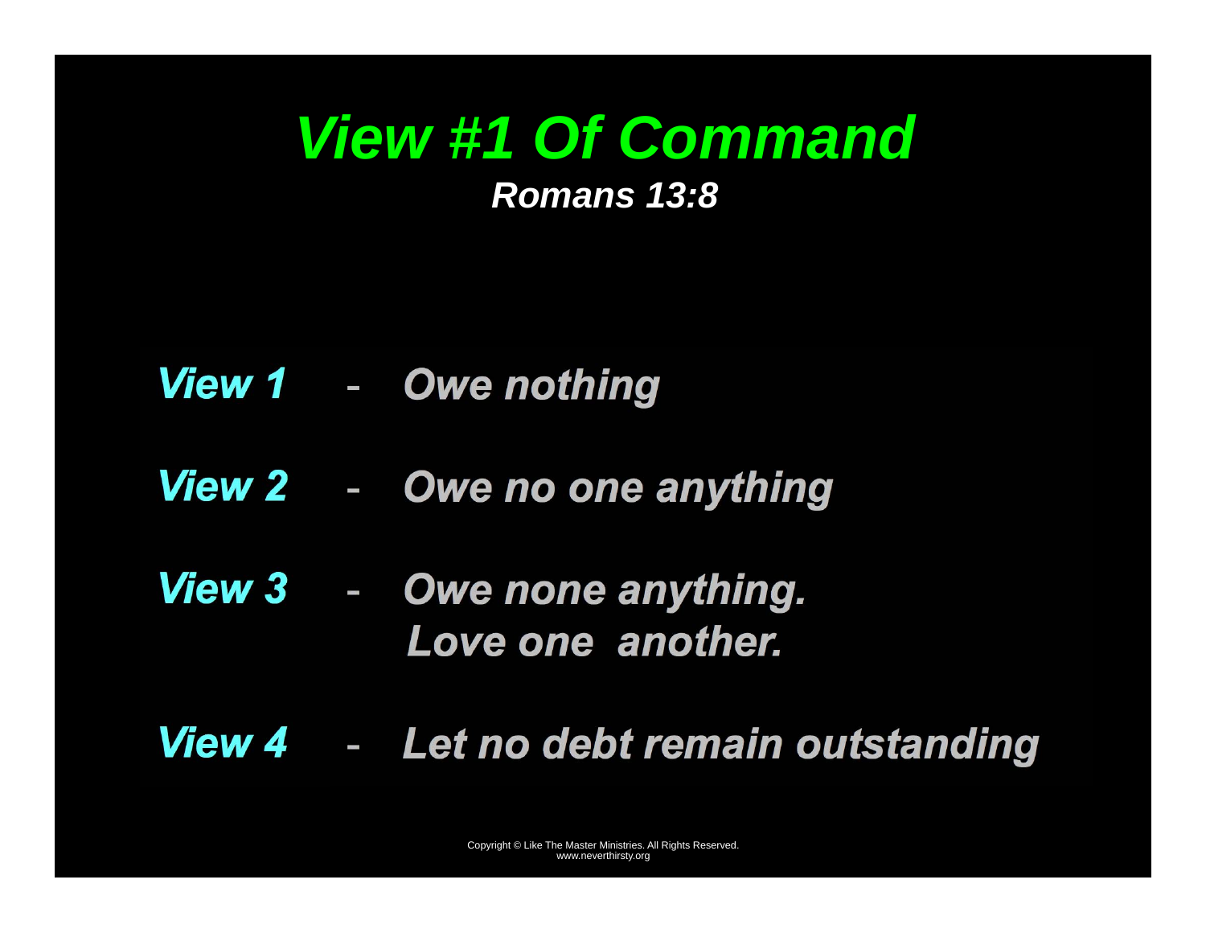# *View #1 Of Command*

***Romans 13:8***

***View 1*** - ***Owe nothing***

***View 2*** - ***Owe no one anything***

***View 3*** - ***Owe none anything. Love one another.***

***View 4*** - ***Let no debt remain outstanding***

Copyright © Like The Master Ministries. All Rights Reserved.
www.neverthirsty.org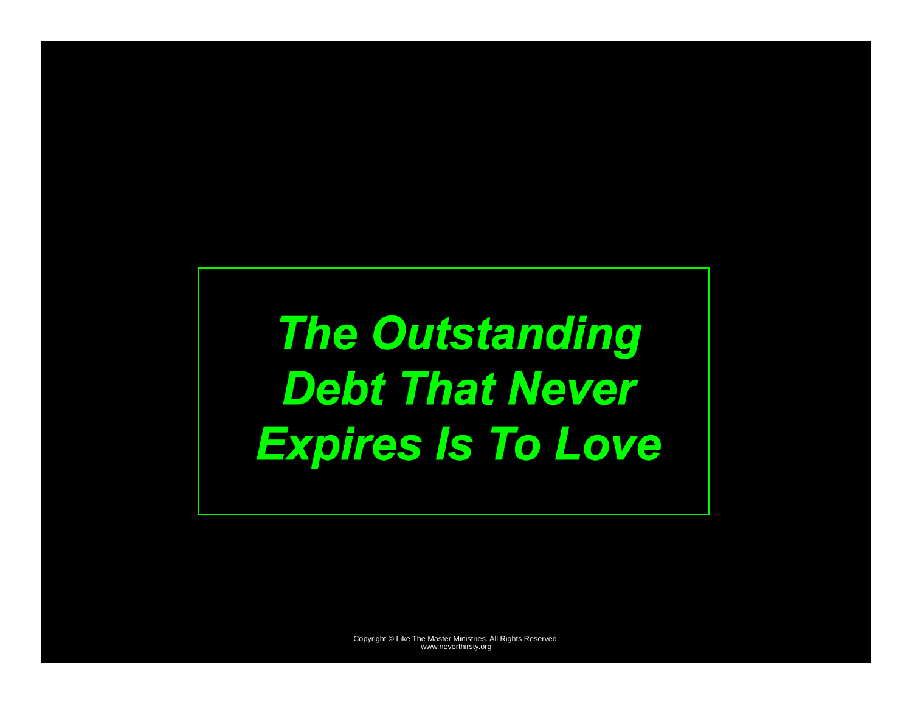# *The Outstanding Debt That Never Expires Is To Love*

Copyright © Like The Master Ministries. All Rights Reserved.
www.neverthirsty.org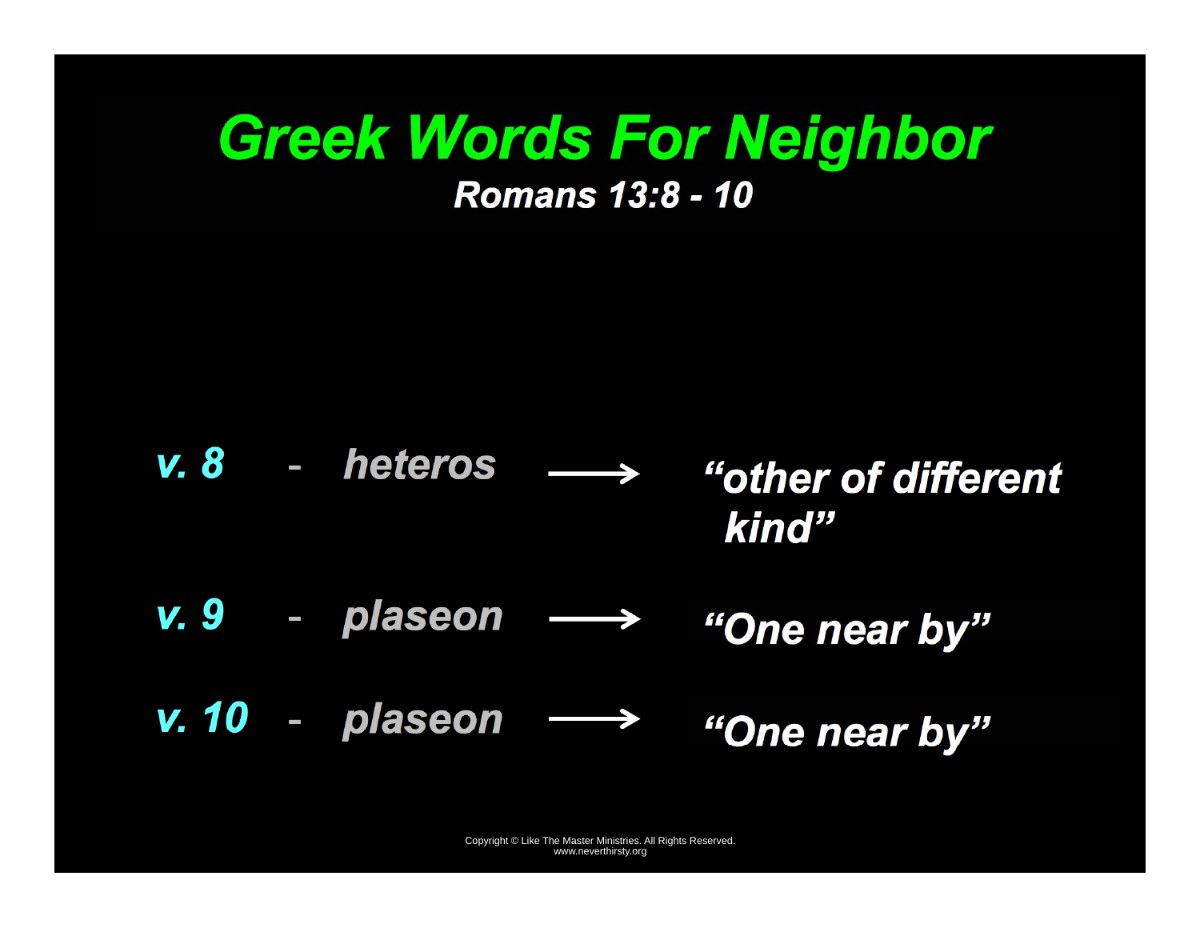# Greek Words For Neighbor

### *Romans 13:8 - 10*

*v. 8* - *heteros* → *"other of different kind"*

*v. 9* - *plaseon* → *"One near by"*

*v. 10* - *plaseon* → *"One near by"*

Copyright © Like The Master Ministries. All Rights Reserved.
www.neverthirsty.org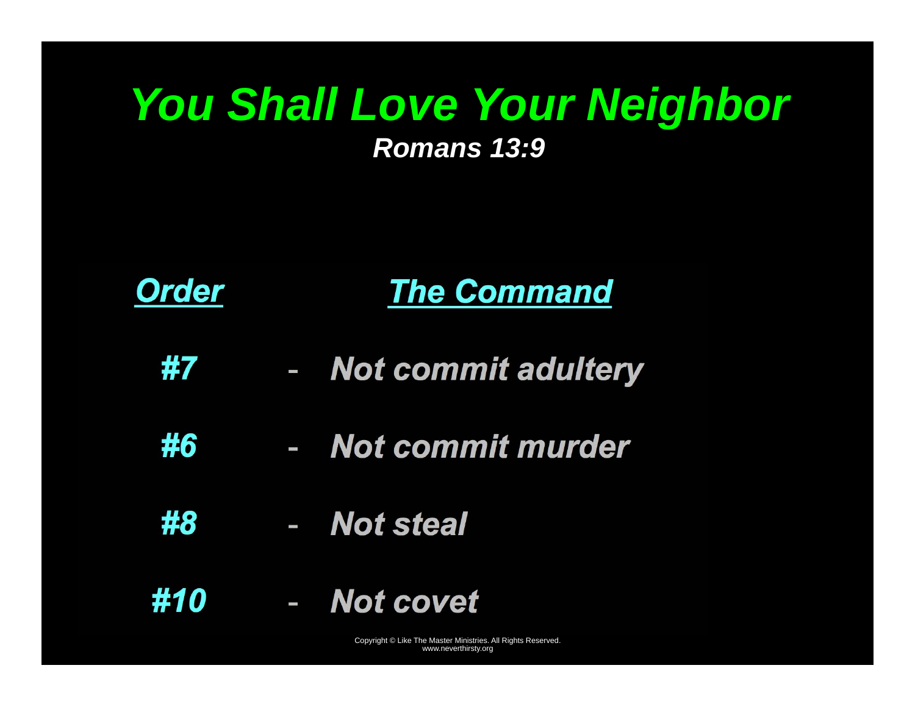# *You Shall Love Your Neighbor*

***Romans 13:9***

| *Order* | | *The Command* |
|---|---|---|
| ***#7*** | - | ***Not commit adultery*** |
| ***#6*** | - | ***Not commit murder*** |
| ***#8*** | - | ***Not steal*** |
| ***#10*** | - | ***Not covet*** |

Copyright © Like The Master Ministries. All Rights Reserved.
www.neverthirsty.org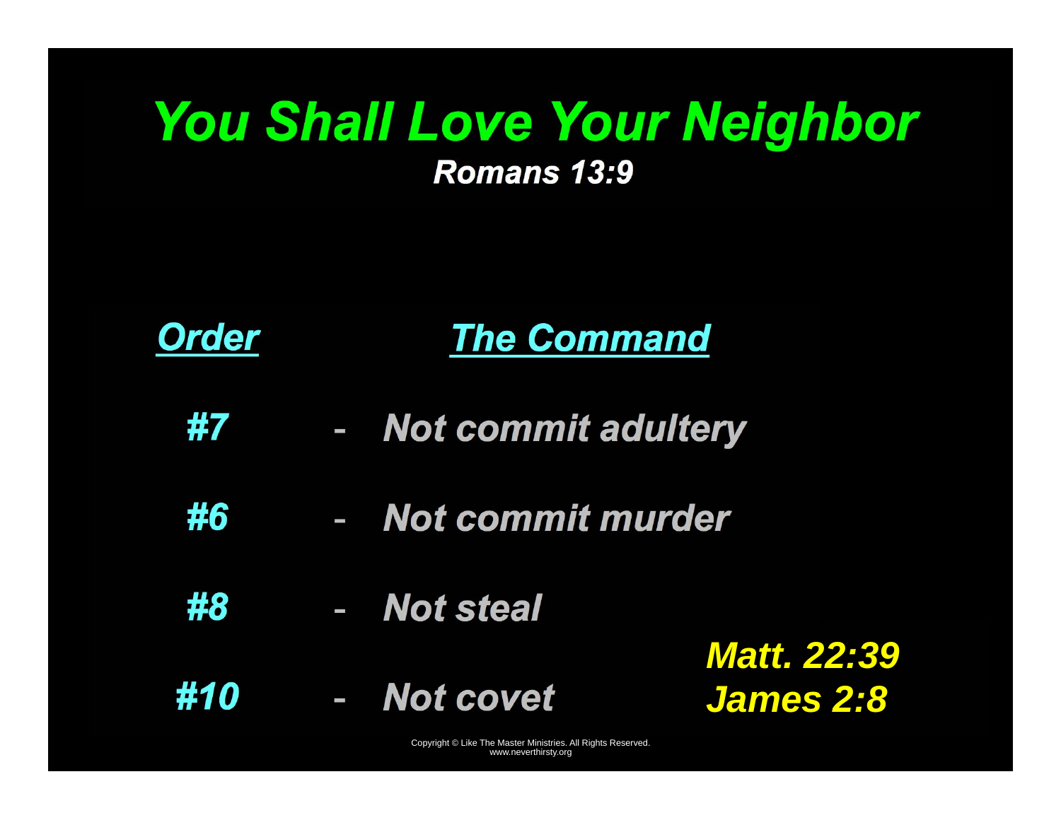# You Shall Love Your Neighbor

***Romans 13:9***

| Order | | The Command |
|---|---|---|
| #7 | - | Not commit adultery |
| #6 | - | Not commit murder |
| #8 | - | Not steal |
| #10 | - | Not covet |

Matt. 22:39
James 2:8

Copyright © Like The Master Ministries. All Rights Reserved.
www.neverthirsty.org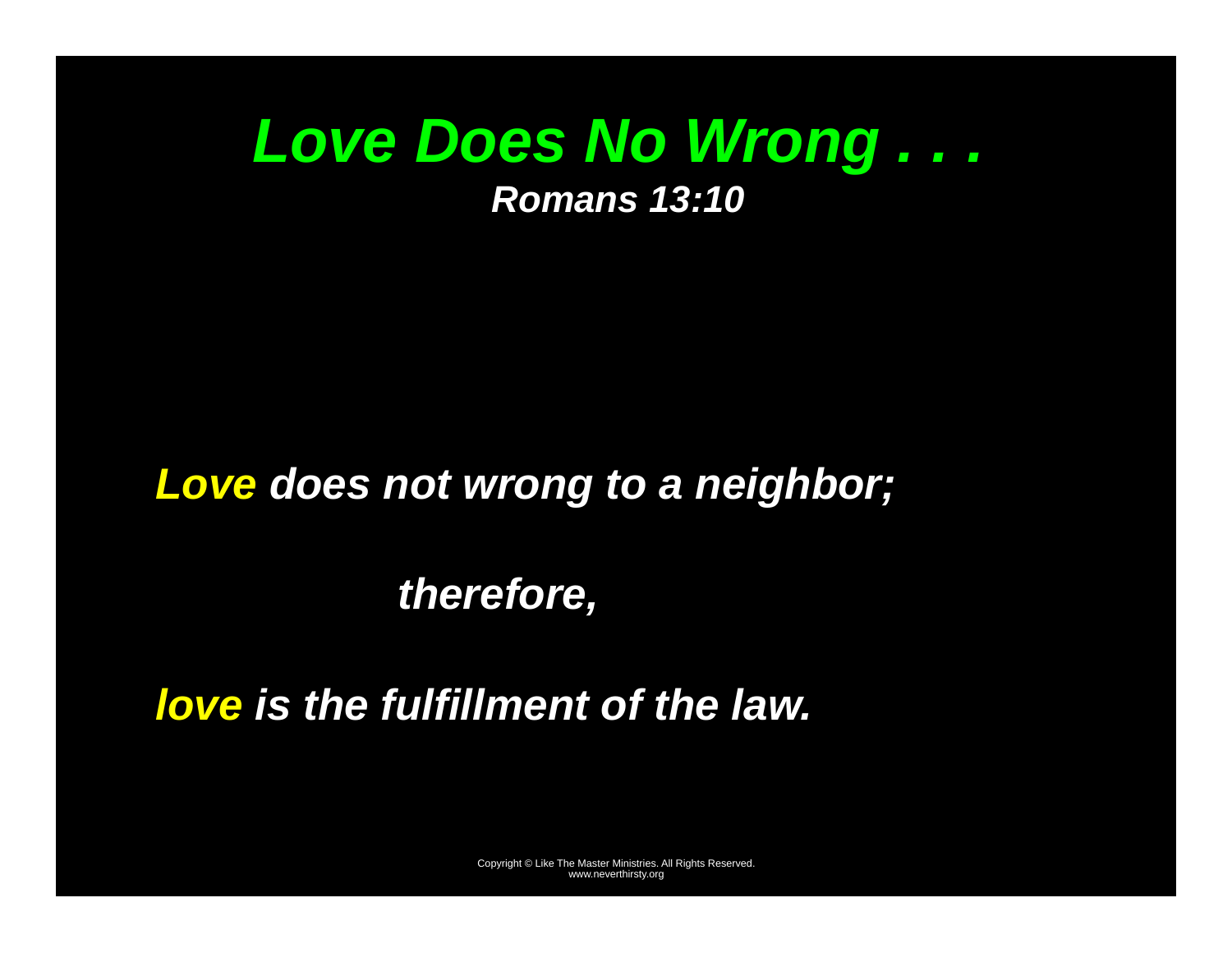# *Love Does No Wrong . . .*

***Romans 13:10***

***Love does not wrong to a neighbor;***

***therefore,***

***love is the fulfillment of the law.***

Copyright © Like The Master Ministries. All Rights Reserved.
www.neverthirsty.org